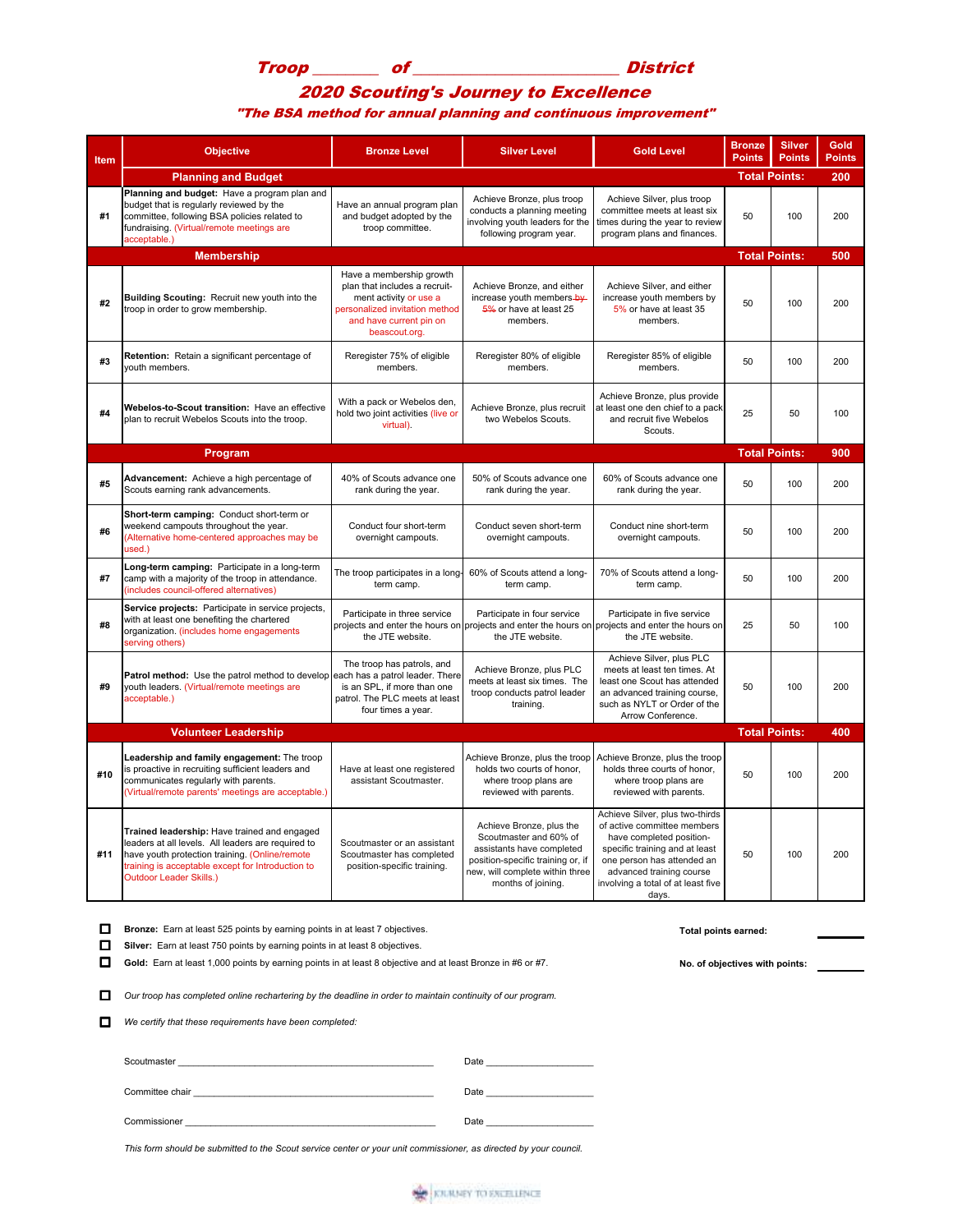# Troop _______ of _______________________ District

## 2020 Scouting's Journey to Excellence

### *"The BSA method for annual planning and continuous improvement"*

| Item | Objective | Bronze Level | Silver Level | Gold Level | Bronze Points | Silver Points | Gold Points |
|---|---|---|---|---|---|---|---|
| | **Planning and Budget** | | | | **Total Points:** | | **200** |
| #1 | **Planning and budget:** Have a program plan and budget that is regularly reviewed by the committee, following BSA policies related to fundraising. (Virtual/remote meetings are acceptable.) | Have an annual program plan and budget adopted by the troop committee. | Achieve Bronze, plus troop conducts a planning meeting involving youth leaders for the following program year. | Achieve Silver, plus troop committee meets at least six times during the year to review program plans and finances. | 50 | 100 | 200 |
| | **Membership** | | | | **Total Points:** | | **500** |
| #2 | **Building Scouting:** Recruit new youth into the troop in order to grow membership. | Have a membership growth plan that includes a recruitment activity or use a personalized invitation method and have current pin on beascout.org. | Achieve Bronze, and either increase youth members ~~by 5%~~ or have at least 25 members. | Achieve Silver, and either increase youth members by 5% or have at least 35 members. | 50 | 100 | 200 |
| #3 | **Retention:** Retain a significant percentage of youth members. | Reregister 75% of eligible members. | Reregister 80% of eligible members. | Reregister 85% of eligible members. | 50 | 100 | 200 |
| #4 | **Webelos-to-Scout transition:** Have an effective plan to recruit Webelos Scouts into the troop. | With a pack or Webelos den, hold two joint activities (live or virtual). | Achieve Bronze, plus recruit two Webelos Scouts. | Achieve Bronze, plus provide at least one den chief to a pack and recruit five Webelos Scouts. | 25 | 50 | 100 |
| | **Program** | | | | **Total Points:** | | **900** |
| #5 | **Advancement:** Achieve a high percentage of Scouts earning rank advancements. | 40% of Scouts advance one rank during the year. | 50% of Scouts advance one rank during the year. | 60% of Scouts advance one rank during the year. | 50 | 100 | 200 |
| #6 | **Short-term camping:** Conduct short-term or weekend campouts throughout the year. (Alternative home-centered approaches may be used.) | Conduct four short-term overnight campouts. | Conduct seven short-term overnight campouts. | Conduct nine short-term overnight campouts. | 50 | 100 | 200 |
| #7 | **Long-term camping:** Participate in a long-term camp with a majority of the troop in attendance. (includes council-offered alternatives) | The troop participates in a long-term camp. | 60% of Scouts attend a long-term camp. | 70% of Scouts attend a long-term camp. | 50 | 100 | 200 |
| #8 | **Service projects:** Participate in service projects, with at least one benefiting the chartered organization. (includes home engagements serving others) | Participate in three service projects and enter the hours on the JTE website. | Participate in four service projects and enter the hours on the JTE website. | Participate in five service projects and enter the hours on the JTE website. | 25 | 50 | 100 |
| #9 | **Patrol method:** Use the patrol method to develop youth leaders. (Virtual/remote meetings are acceptable.) | The troop has patrols, and each has a patrol leader. There is an SPL, if more than one patrol. The PLC meets at least four times a year. | Achieve Bronze, plus PLC meets at least six times. The troop conducts patrol leader training. | Achieve Silver, plus PLC meets at least ten times. At least one Scout has attended an advanced training course, such as NYLT or Order of the Arrow Conference. | 50 | 100 | 200 |
| | **Volunteer Leadership** | | | | **Total Points:** | | **400** |
| #10 | **Leadership and family engagement:** The troop is proactive in recruiting sufficient leaders and communicates regularly with parents. (Virtual/remote parents' meetings are acceptable.) | Have at least one registered assistant Scoutmaster. | Achieve Bronze, plus the troop holds two courts of honor, where troop plans are reviewed with parents. | Achieve Bronze, plus the troop holds three courts of honor, where troop plans are reviewed with parents. | 50 | 100 | 200 |
| #11 | **Trained leadership:** Have trained and engaged leaders at all levels. All leaders are required to have youth protection training. (Online/remote training is acceptable except for Introduction to Outdoor Leader Skills.) | Scoutmaster or an assistant Scoutmaster has completed position-specific training. | Achieve Bronze, plus the Scoutmaster and 60% of assistants have completed position-specific training or, if new, will complete within three months of joining. | Achieve Silver, plus two-thirds of active committee members have completed position-specific training and at least one person has attended an advanced training course involving a total of at least five days. | 50 | 100 | 200 |

- ☐ **Bronze:** Earn at least 525 points by earning points in at least 7 objectives.
- ☐ **Silver:** Earn at least 750 points by earning points in at least 8 objectives.
- ☐ **Gold:** Earn at least 1,000 points by earning points in at least 8 objective and at least Bronze in #6 or #7.

**Total points earned:** _______

**No. of objectives with points:** _______

- ☐ *Our troop has completed online rechartering by the deadline in order to maintain continuity of our program.*
- ☐ *We certify that these requirements have been completed:*

Scoutmaster ______________________________________________ Date ____________________

Committee chair ___________________________________________ Date ____________________

Commissioner _____________________________________________ Date ____________________

*This form should be submitted to the Scout service center or your unit commissioner, as directed by your council.*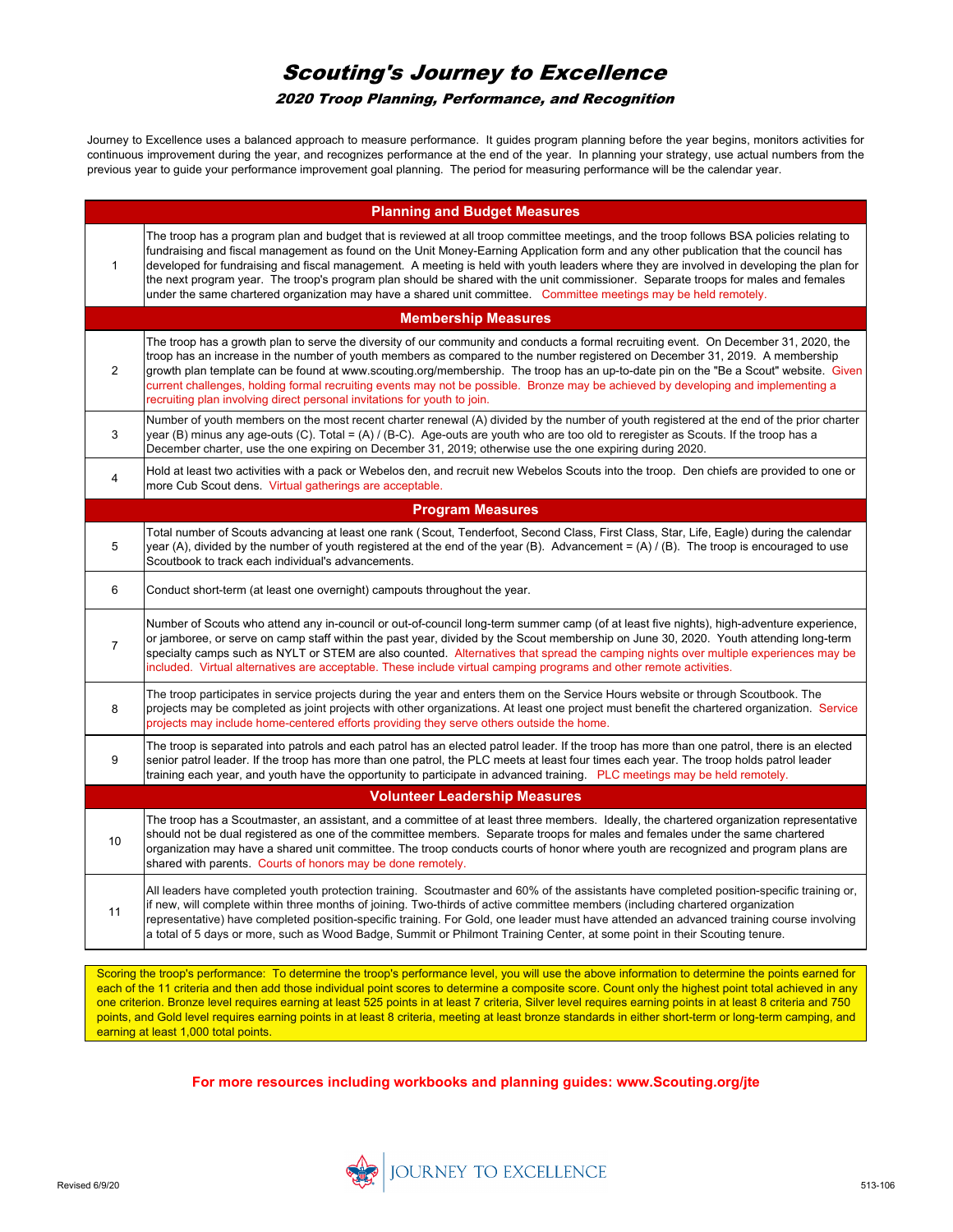# *Scouting's Journey to Excellence*

### *2020 Troop Planning, Performance, and Recognition*

Journey to Excellence uses a balanced approach to measure performance. It guides program planning before the year begins, monitors activities for continuous improvement during the year, and recognizes performance at the end of the year. In planning your strategy, use actual numbers from the previous year to guide your performance improvement goal planning. The period for measuring performance will be the calendar year.

| | |
|---|---|
| | **Planning and Budget Measures** |
| 1 | The troop has a program plan and budget that is reviewed at all troop committee meetings, and the troop follows BSA policies relating to fundraising and fiscal management as found on the Unit Money-Earning Application form and any other publication that the council has developed for fundraising and fiscal management. A meeting is held with youth leaders where they are involved in developing the plan for the next program year. The troop's program plan should be shared with the unit commissioner. Separate troops for males and females under the same chartered organization may have a shared unit committee. Committee meetings may be held remotely. |
| | **Membership Measures** |
| 2 | The troop has a growth plan to serve the diversity of our community and conducts a formal recruiting event. On December 31, 2020, the troop has an increase in the number of youth members as compared to the number registered on December 31, 2019. A membership growth plan template can be found at www.scouting.org/membership. The troop has an up-to-date pin on the "Be a Scout" website. Given current challenges, holding formal recruiting events may not be possible. Bronze may be achieved by developing and implementing a recruiting plan involving direct personal invitations for youth to join. |
| 3 | Number of youth members on the most recent charter renewal (A) divided by the number of youth registered at the end of the prior charter year (B) minus any age-outs (C). Total = (A) / (B-C). Age-outs are youth who are too old to reregister as Scouts. If the troop has a December charter, use the one expiring on December 31, 2019; otherwise use the one expiring during 2020. |
| 4 | Hold at least two activities with a pack or Webelos den, and recruit new Webelos Scouts into the troop. Den chiefs are provided to one or more Cub Scout dens. Virtual gatherings are acceptable. |
| | **Program Measures** |
| 5 | Total number of Scouts advancing at least one rank ( Scout, Tenderfoot, Second Class, First Class, Star, Life, Eagle) during the calendar year (A), divided by the number of youth registered at the end of the year (B). Advancement = (A) / (B). The troop is encouraged to use Scoutbook to track each individual's advancements. |
| 6 | Conduct short-term (at least one overnight) campouts throughout the year. |
| 7 | Number of Scouts who attend any in-council or out-of-council long-term summer camp (of at least five nights), high-adventure experience, or jamboree, or serve on camp staff within the past year, divided by the Scout membership on June 30, 2020. Youth attending long-term specialty camps such as NYLT or STEM are also counted. Alternatives that spread the camping nights over multiple experiences may be included. Virtual alternatives are acceptable. These include virtual camping programs and other remote activities. |
| 8 | The troop participates in service projects during the year and enters them on the Service Hours website or through Scoutbook. The projects may be completed as joint projects with other organizations. At least one project must benefit the chartered organization. Service projects may include home-centered efforts providing they serve others outside the home. |
| 9 | The troop is separated into patrols and each patrol has an elected patrol leader. If the troop has more than one patrol, there is an elected senior patrol leader. If the troop has more than one patrol, the PLC meets at least four times each year. The troop holds patrol leader training each year, and youth have the opportunity to participate in advanced training. PLC meetings may be held remotely. |
| | **Volunteer Leadership Measures** |
| 10 | The troop has a Scoutmaster, an assistant, and a committee of at least three members. Ideally, the chartered organization representative should not be dual registered as one of the committee members. Separate troops for males and females under the same chartered organization may have a shared unit committee. The troop conducts courts of honor where youth are recognized and program plans are shared with parents. Courts of honors may be done remotely. |
| 11 | All leaders have completed youth protection training. Scoutmaster and 60% of the assistants have completed position-specific training or, if new, will complete within three months of joining. Two-thirds of active committee members (including chartered organization representative) have completed position-specific training. For Gold, one leader must have attended an advanced training course involving a total of 5 days or more, such as Wood Badge, Summit or Philmont Training Center, at some point in their Scouting tenure. |

Scoring the troop's performance: To determine the troop's performance level, you will use the above information to determine the points earned for each of the 11 criteria and then add those individual point scores to determine a composite score. Count only the highest point total achieved in any one criterion. Bronze level requires earning at least 525 points in at least 7 criteria, Silver level requires earning points in at least 8 criteria and 750 points, and Gold level requires earning points in at least 8 criteria, meeting at least bronze standards in either short-term or long-term camping, and earning at least 1,000 total points.

**For more resources including workbooks and planning guides: www.Scouting.org/jte**

JOURNEY TO EXCELLENCE

Revised 6/9/20

513-106